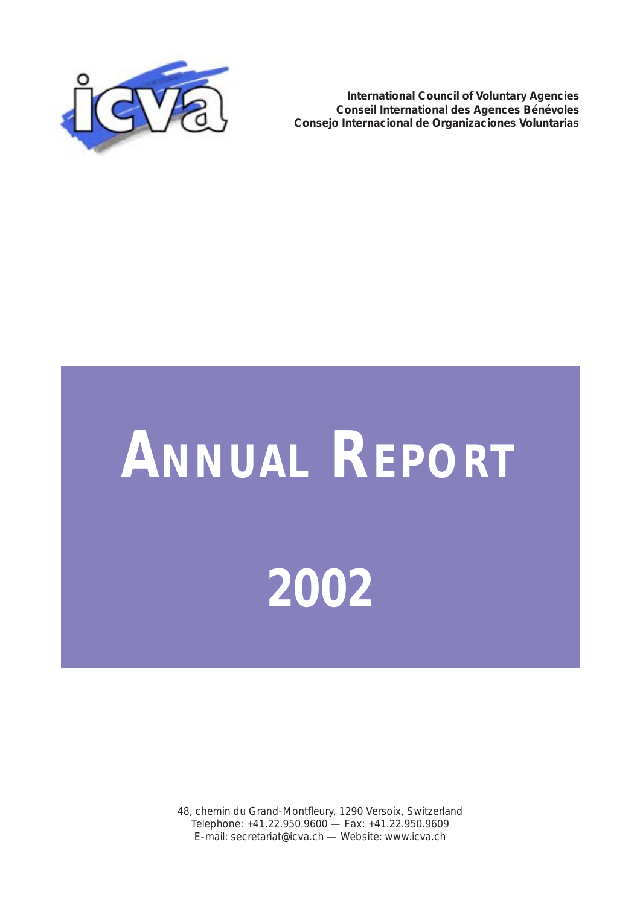icva

**International Council of Voluntary Agencies**
**Conseil International des Agences Bénévoles**
**Consejo Internacional de Organizaciones Voluntarias**

# ANNUAL REPORT

# 2002

48, chemin du Grand-Montfleury, 1290 Versoix, Switzerland
Telephone: +41.22.950.9600 — Fax: +41.22.950.9609
E-mail: secretariat@icva.ch — Website: www.icva.ch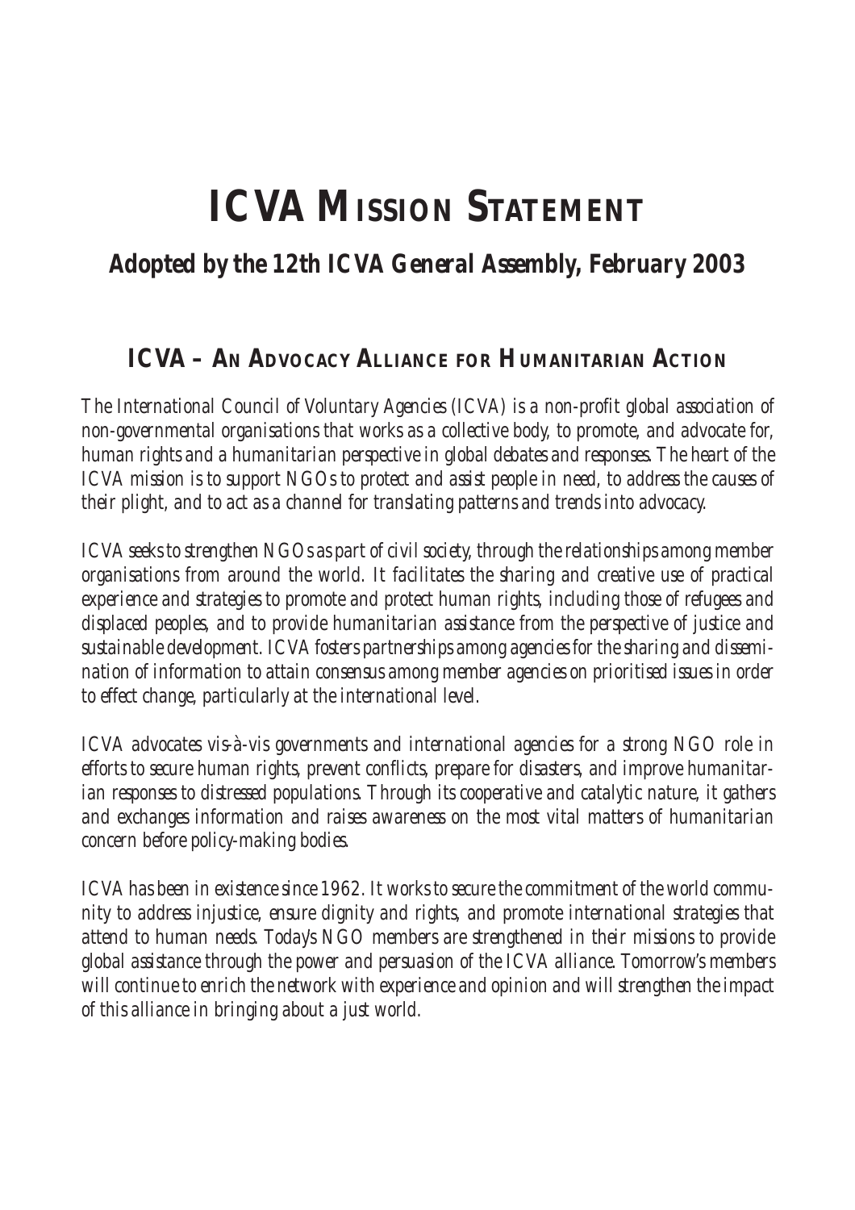# ICVA MISSION STATEMENT

## Adopted by the 12th ICVA General Assembly, February 2003

### ICVA – AN ADVOCACY ALLIANCE FOR HUMANITARIAN ACTION

*The International Council of Voluntary Agencies (ICVA) is a non-profit global association of non-governmental organisations that works as a collective body, to promote, and advocate for, human rights and a humanitarian perspective in global debates and responses. The heart of the ICVA mission is to support NGOs to protect and assist people in need, to address the causes of their plight, and to act as a channel for translating patterns and trends into advocacy.*

*ICVA seeks to strengthen NGOs as part of civil society, through the relationships among member organisations from around the world. It facilitates the sharing and creative use of practical experience and strategies to promote and protect human rights, including those of refugees and displaced peoples, and to provide humanitarian assistance from the perspective of justice and sustainable development. ICVA fosters partnerships among agencies for the sharing and dissemination of information to attain consensus among member agencies on prioritised issues in order to effect change, particularly at the international level.*

*ICVA advocates vis-à-vis governments and international agencies for a strong NGO role in efforts to secure human rights, prevent conflicts, prepare for disasters, and improve humanitarian responses to distressed populations. Through its cooperative and catalytic nature, it gathers and exchanges information and raises awareness on the most vital matters of humanitarian concern before policy-making bodies.*

*ICVA has been in existence since 1962. It works to secure the commitment of the world community to address injustice, ensure dignity and rights, and promote international strategies that attend to human needs. Today's NGO members are strengthened in their missions to provide global assistance through the power and persuasion of the ICVA alliance. Tomorrow's members will continue to enrich the network with experience and opinion and will strengthen the impact of this alliance in bringing about a just world.*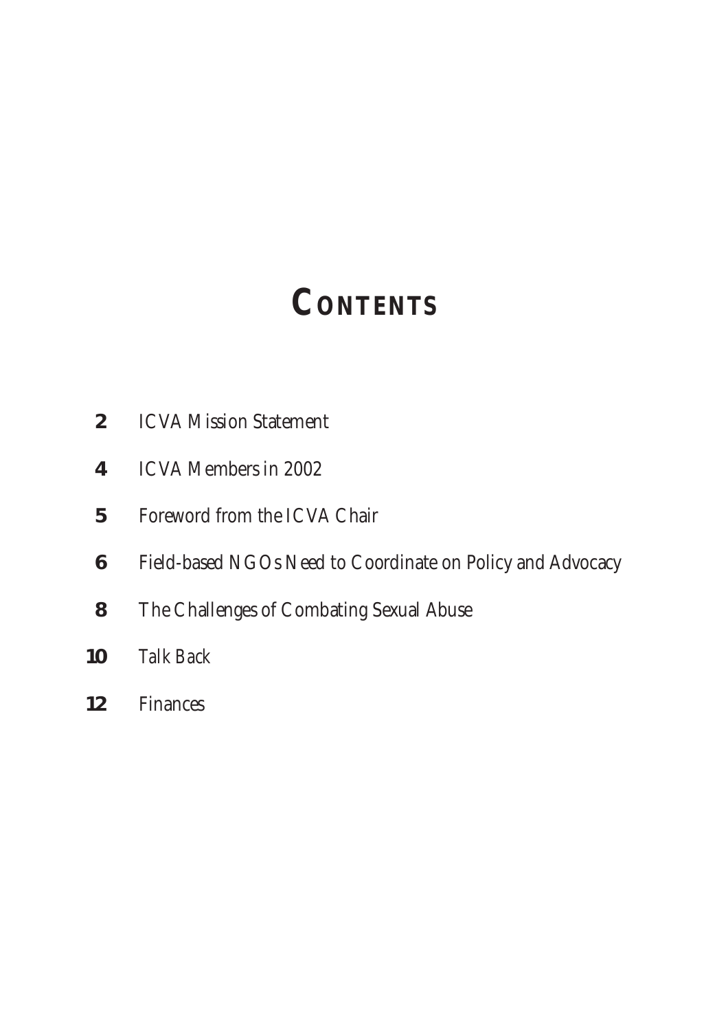# CONTENTS

**2** ICVA Mission Statement

**4** ICVA Members in 2002

**5** Foreword from the ICVA Chair

**6** Field-based NGOs Need to Coordinate on Policy and Advocacy

**8** The Challenges of Combating Sexual Abuse

**10** Talk Back

**12** Finances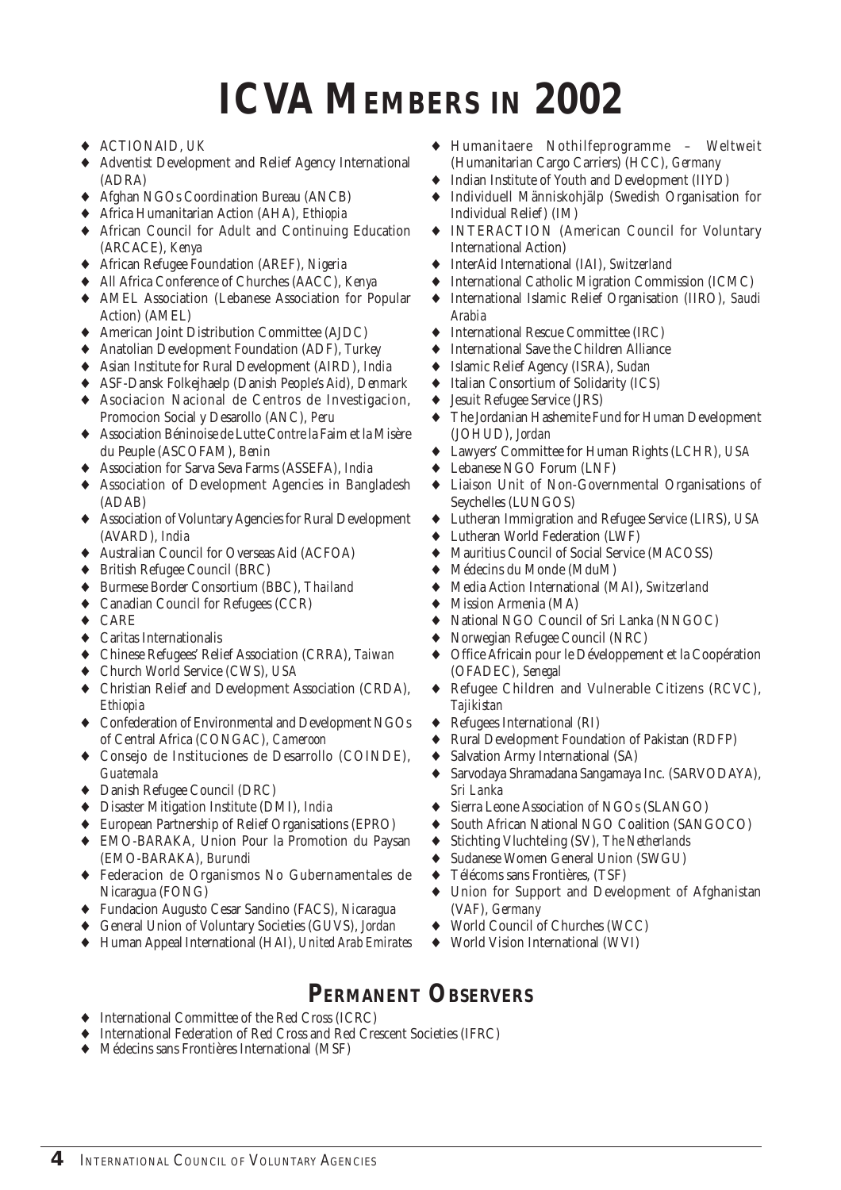# ICVA MEMBERS IN 2002

- ACTIONAID, *UK*
- Adventist Development and Relief Agency International (ADRA)
- Afghan NGOs Coordination Bureau (ANCB)
- Africa Humanitarian Action (AHA), *Ethiopia*
- African Council for Adult and Continuing Education (ARCACE), *Kenya*
- African Refugee Foundation (AREF), *Nigeria*
- All Africa Conference of Churches (AACC), *Kenya*
- AMEL Association (Lebanese Association for Popular Action) (AMEL)
- American Joint Distribution Committee (AJDC)
- Anatolian Development Foundation (ADF), *Turkey*
- Asian Institute for Rural Development (AIRD), *India*
- ASF-Dansk Folkejhaelp (Danish People's Aid), *Denmark*
- Asociacion Nacional de Centros de Investigacion, Promocion Social y Desarollo (ANC), *Peru*
- Association Béninoise de Lutte Contre la Faim et la Misère du Peuple (ASCOFAM), *Benin*
- Association for Sarva Seva Farms (ASSEFA), *India*
- Association of Development Agencies in Bangladesh (ADAB)
- Association of Voluntary Agencies for Rural Development (AVARD), *India*
- Australian Council for Overseas Aid (ACFOA)
- British Refugee Council (BRC)
- Burmese Border Consortium (BBC), *Thailand*
- Canadian Council for Refugees (CCR)
- CARE
- Caritas Internationalis
- Chinese Refugees' Relief Association (CRRA), *Taiwan*
- Church World Service (CWS), *USA*
- Christian Relief and Development Association (CRDA), *Ethiopia*
- Confederation of Environmental and Development NGOs of Central Africa (CONGAC), *Cameroon*
- Consejo de Instituciones de Desarrollo (COINDE), *Guatemala*
- Danish Refugee Council (DRC)
- Disaster Mitigation Institute (DMI), *India*
- European Partnership of Relief Organisations (EPRO)
- EMO-BARAKA, Union Pour la Promotion du Paysan (EMO-BARAKA), *Burundi*
- Federacion de Organismos No Gubernamentales de Nicaragua (FONG)
- Fundacion Augusto Cesar Sandino (FACS), *Nicaragua*
- General Union of Voluntary Societies (GUVS), *Jordan*
- Human Appeal International (HAI), *United Arab Emirates*
- Humanitaere Nothilfeprogramme – Weltweit (Humanitarian Cargo Carriers) (HCC), *Germany*
- Indian Institute of Youth and Development (IIYD)
- Individuell Människohjälp (Swedish Organisation for Individual Relief) (IM)
- INTERACTION (American Council for Voluntary International Action)
- InterAid International (IAI), *Switzerland*
- International Catholic Migration Commission (ICMC)
- International Islamic Relief Organisation (IIRO), *Saudi Arabia*
- International Rescue Committee (IRC)
- International Save the Children Alliance
- Islamic Relief Agency (ISRA), *Sudan*
- Italian Consortium of Solidarity (ICS)
- Jesuit Refugee Service (JRS)
- The Jordanian Hashemite Fund for Human Development (JOHUD), *Jordan*
- Lawyers' Committee for Human Rights (LCHR), *USA*
- Lebanese NGO Forum (LNF)
- Liaison Unit of Non-Governmental Organisations of Seychelles (LUNGOS)
- Lutheran Immigration and Refugee Service (LIRS), *USA*
- Lutheran World Federation (LWF)
- Mauritius Council of Social Service (MACOSS)
- Médecins du Monde (MduM)
- Media Action International (MAI), *Switzerland*
- Mission Armenia (MA)
- National NGO Council of Sri Lanka (NNGOC)
- Norwegian Refugee Council (NRC)
- Office Africain pour le Développement et la Coopération (OFADEC), *Senegal*
- Refugee Children and Vulnerable Citizens (RCVC), *Tajikistan*
- Refugees International (RI)
- Rural Development Foundation of Pakistan (RDFP)
- Salvation Army International (SA)
- Sarvodaya Shramadana Sangamaya Inc. (SARVODAYA), *Sri Lanka*
- Sierra Leone Association of NGOs (SLANGO)
- South African National NGO Coalition (SANGOCO)
- Stichting Vluchteling (SV), *The Netherlands*
- Sudanese Women General Union (SWGU)
- Télécoms sans Frontières, (TSF)
- Union for Support and Development of Afghanistan (VAF), *Germany*
- World Council of Churches (WCC)
- World Vision International (WVI)

## PERMANENT OBSERVERS

- International Committee of the Red Cross (ICRC)
- International Federation of Red Cross and Red Crescent Societies (IFRC)
- Médecins sans Frontières International (MSF)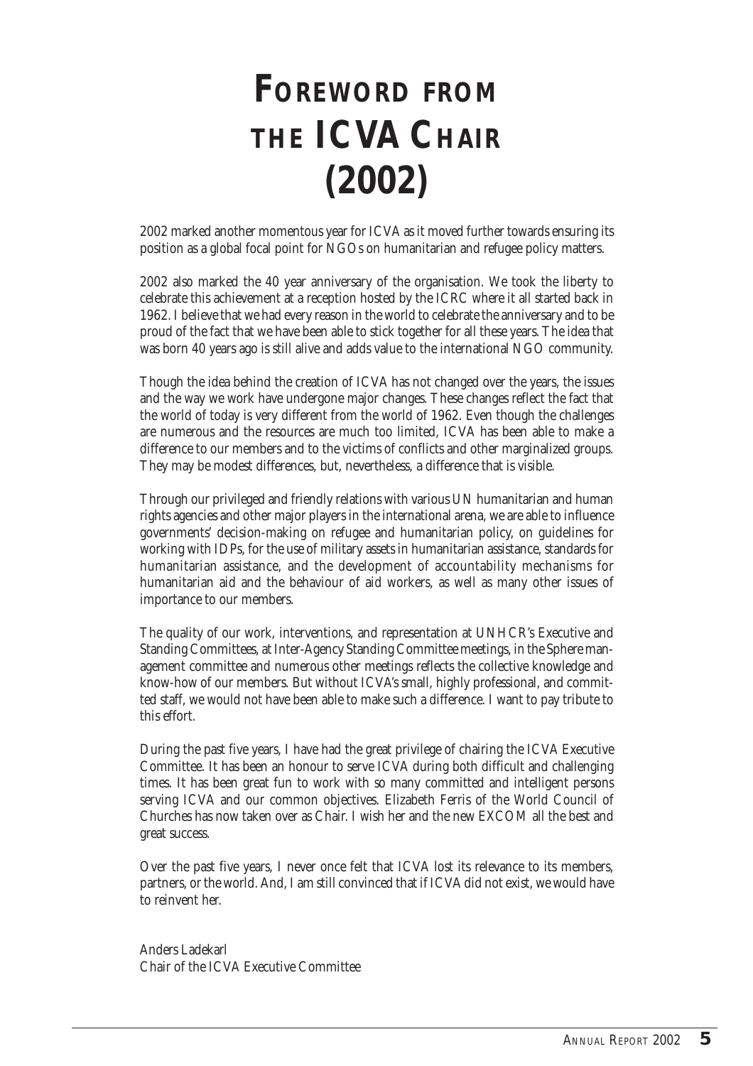# FOREWORD FROM THE ICVA CHAIR (2002)

2002 marked another momentous year for ICVA as it moved further towards ensuring its position as a global focal point for NGOs on humanitarian and refugee policy matters.

2002 also marked the 40 year anniversary of the organisation. We took the liberty to celebrate this achievement at a reception hosted by the ICRC where it all started back in 1962. I believe that we had every reason in the world to celebrate the anniversary and to be proud of the fact that we have been able to stick together for all these years. The idea that was born 40 years ago is still alive and adds value to the international NGO community.

Though the idea behind the creation of ICVA has not changed over the years, the issues and the way we work have undergone major changes. These changes reflect the fact that the world of today is very different from the world of 1962. Even though the challenges are numerous and the resources are much too limited, ICVA has been able to make a difference to our members and to the victims of conflicts and other marginalized groups. They may be modest differences, but, nevertheless, a difference that is visible.

Through our privileged and friendly relations with various UN humanitarian and human rights agencies and other major players in the international arena, we are able to influence governments' decision-making on refugee and humanitarian policy, on guidelines for working with IDPs, for the use of military assets in humanitarian assistance, standards for humanitarian assistance, and the development of accountability mechanisms for humanitarian aid and the behaviour of aid workers, as well as many other issues of importance to our members.

The quality of our work, interventions, and representation at UNHCR's Executive and Standing Committees, at Inter-Agency Standing Committee meetings, in the Sphere management committee and numerous other meetings reflects the collective knowledge and know-how of our members. But without ICVA's small, highly professional, and committed staff, we would not have been able to make such a difference. I want to pay tribute to this effort.

During the past five years, I have had the great privilege of chairing the ICVA Executive Committee. It has been an honour to serve ICVA during both difficult and challenging times. It has been great fun to work with so many committed and intelligent persons serving ICVA and our common objectives. Elizabeth Ferris of the World Council of Churches has now taken over as Chair. I wish her and the new EXCOM all the best and great success.

Over the past five years, I never once felt that ICVA lost its relevance to its members, partners, or the world. And, I am still convinced that if ICVA did not exist, we would have to reinvent her.

Anders Ladekarl
Chair of the ICVA Executive Committee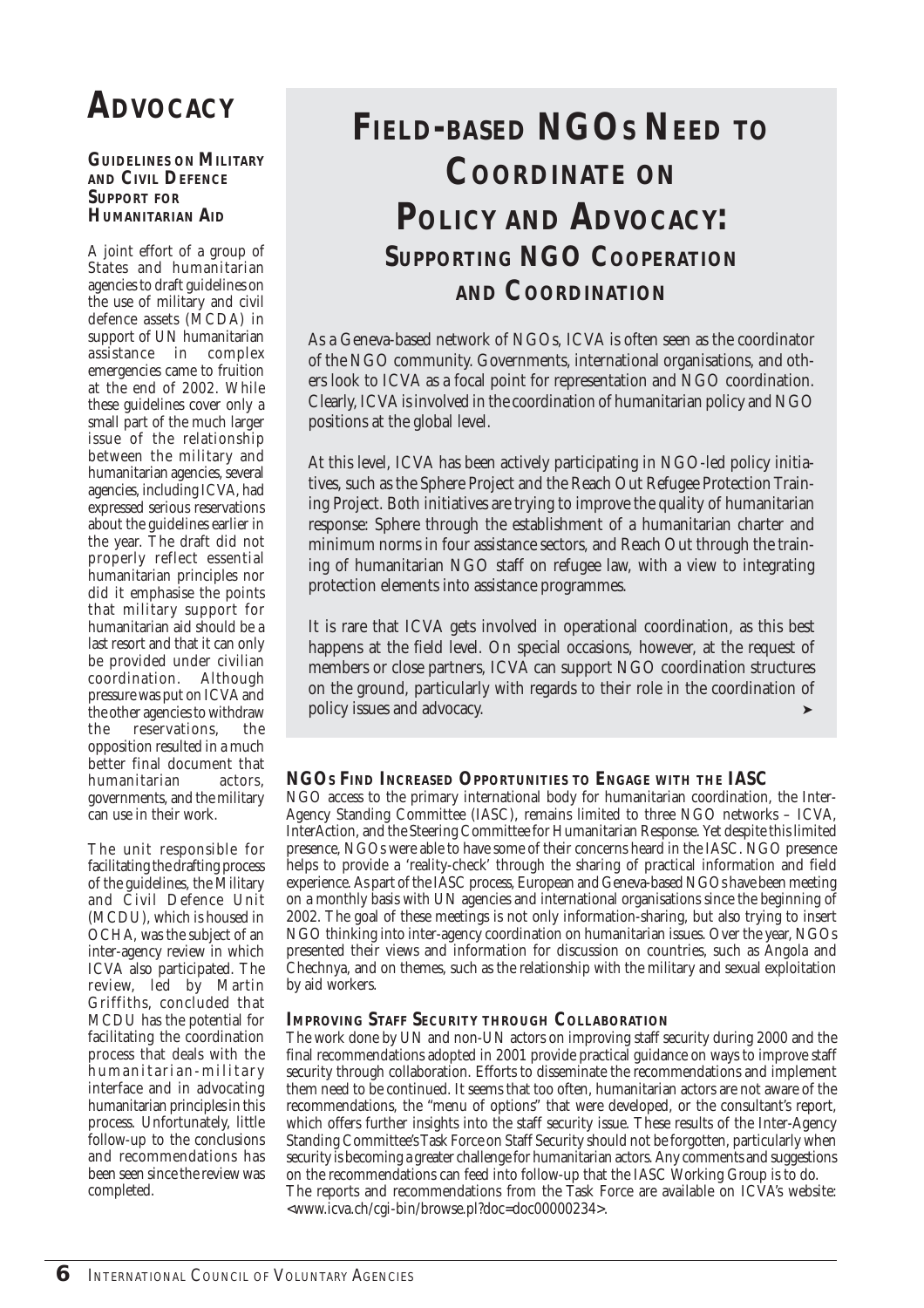# Advocacy

### Guidelines on Military and Civil Defence Support for Humanitarian Aid

A joint effort of a group of States and humanitarian agencies to draft guidelines on the use of military and civil defence assets (MCDA) in support of UN humanitarian assistance in complex emergencies came to fruition at the end of 2002. While these guidelines cover only a small part of the much larger issue of the relationship between the military and humanitarian agencies, several agencies, including ICVA, had expressed serious reservations about the guidelines earlier in the year. The draft did not properly reflect essential humanitarian principles nor did it emphasise the points that military support for humanitarian aid should be a last resort and that it can only be provided under civilian coordination. Although pressure was put on ICVA and the other agencies to withdraw the reservations, the opposition resulted in a much better final document that humanitarian actors, governments, and the military can use in their work.

The unit responsible for facilitating the drafting process of the guidelines, the Military and Civil Defence Unit (MCDU), which is housed in OCHA, was the subject of an inter-agency review in which ICVA also participated. The review, led by Martin Griffiths, concluded that MCDU has the potential for facilitating the coordination process that deals with the humanitarian-military interface and in advocating humanitarian principles in this process. Unfortunately, little follow-up to the conclusions and recommendations has been seen since the review was completed.

## Field-based NGOs Need to Coordinate on Policy and Advocacy: Supporting NGO Cooperation and Coordination

As a Geneva-based network of NGOs, ICVA is often seen as the coordinator of the NGO community. Governments, international organisations, and others look to ICVA as a focal point for representation and NGO coordination. Clearly, ICVA is involved in the coordination of humanitarian policy and NGO positions at the global level.

At this level, ICVA has been actively participating in NGO-led policy initiatives, such as the Sphere Project and the Reach Out Refugee Protection Training Project. Both initiatives are trying to improve the quality of humanitarian response: Sphere through the establishment of a humanitarian charter and minimum norms in four assistance sectors, and Reach Out through the training of humanitarian NGO staff on refugee law, with a view to integrating protection elements into assistance programmes.

It is rare that ICVA gets involved in operational coordination, as this best happens at the field level. On special occasions, however, at the request of members or close partners, ICVA can support NGO coordination structures on the ground, particularly with regards to their role in the coordination of policy issues and advocacy. ➤

### NGOs Find Increased Opportunities to Engage with the IASC

NGO access to the primary international body for humanitarian coordination, the Inter-Agency Standing Committee (IASC), remains limited to three NGO networks – ICVA, InterAction, and the Steering Committee for Humanitarian Response. Yet despite this limited presence, NGOs were able to have some of their concerns heard in the IASC. NGO presence helps to provide a 'reality-check' through the sharing of practical information and field experience. As part of the IASC process, European and Geneva-based NGOs have been meeting on a monthly basis with UN agencies and international organisations since the beginning of 2002. The goal of these meetings is not only information-sharing, but also trying to insert NGO thinking into inter-agency coordination on humanitarian issues. Over the year, NGOs presented their views and information for discussion on countries, such as Angola and Chechnya, and on themes, such as the relationship with the military and sexual exploitation by aid workers.

### Improving Staff Security through Collaboration

The work done by UN and non-UN actors on improving staff security during 2000 and the final recommendations adopted in 2001 provide practical guidance on ways to improve staff security through collaboration. Efforts to disseminate the recommendations and implement them need to be continued. It seems that too often, humanitarian actors are not aware of the recommendations, the "menu of options" that were developed, or the consultant's report, which offers further insights into the staff security issue. These results of the Inter-Agency Standing Committee's Task Force on Staff Security should not be forgotten, particularly when security is becoming a greater challenge for humanitarian actors. Any comments and suggestions on the recommendations can feed into follow-up that the IASC Working Group is to do.

The reports and recommendations from the Task Force are available on ICVA's website: <www.icva.ch/cgi-bin/browse.pl?doc=doc00000234>.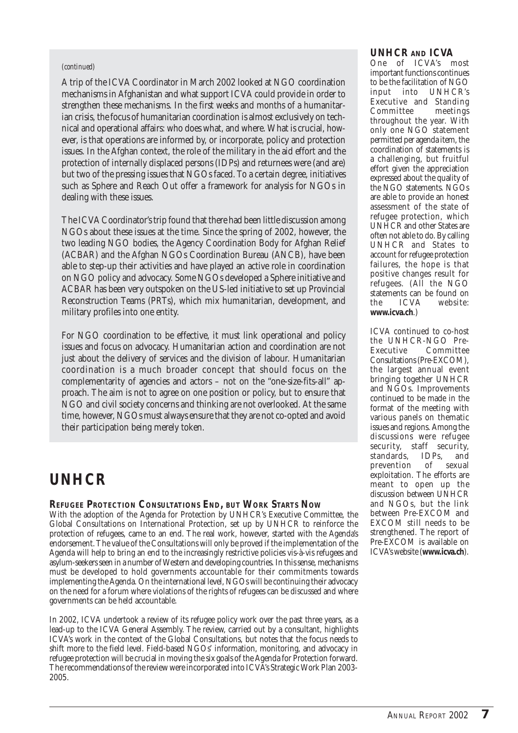*(continued)*

A trip of the ICVA Coordinator in March 2002 looked at NGO coordination mechanisms in Afghanistan and what support ICVA could provide in order to strengthen these mechanisms. In the first weeks and months of a humanitarian crisis, the focus of humanitarian coordination is almost exclusively on technical and operational affairs: who does what, and where. What is crucial, however, is that operations are informed by, or incorporate, policy and protection issues. In the Afghan context, the role of the military in the aid effort and the protection of internally displaced persons (IDPs) and returnees were (and are) but two of the pressing issues that NGOs faced. To a certain degree, initiatives such as Sphere and Reach Out offer a framework for analysis for NGOs in dealing with these issues.

The ICVA Coordinator's trip found that there had been little discussion among NGOs about these issues at the time. Since the spring of 2002, however, the two leading NGO bodies, the Agency Coordination Body for Afghan Relief (ACBAR) and the Afghan NGOs Coordination Bureau (ANCB), have been able to step-up their activities and have played an active role in coordination on NGO policy and advocacy. Some NGOs developed a Sphere initiative and ACBAR has been very outspoken on the US-led initiative to set up Provincial Reconstruction Teams (PRTs), which mix humanitarian, development, and military profiles into one entity.

For NGO coordination to be effective, it must link operational and policy issues and focus on advocacy. Humanitarian action and coordination are not just about the delivery of services and the division of labour. Humanitarian coordination is a much broader concept that should focus on the complementarity of agencies and actors – not on the "one-size-fits-all" approach. The aim is not to agree on one position or policy, but to ensure that NGO and civil society concerns and thinking are not overlooked. At the same time, however, NGOs must always ensure that they are not co-opted and avoid their participation being merely token.

# UNHCR

### Refugee Protection Consultations End, but Work Starts Now

With the adoption of the Agenda for Protection by UNHCR's Executive Committee, the Global Consultations on International Protection, set up by UNHCR to reinforce the protection of refugees, came to an end. The real work, however, started with the Agenda's endorsement. The value of the Consultations will only be proved if the implementation of the Agenda will help to bring an end to the increasingly restrictive policies vis-à-vis refugees and asylum-seekers seen in a number of Western and developing countries. In this sense, mechanisms must be developed to hold governments accountable for their commitments towards implementing the Agenda. On the international level, NGOs will be continuing their advocacy on the need for a forum where violations of the rights of refugees can be discussed and where governments can be held accountable.

In 2002, ICVA undertook a review of its refugee policy work over the past three years, as a lead-up to the ICVA General Assembly. The review, carried out by a consultant, highlights ICVA's work in the context of the Global Consultations, but notes that the focus needs to shift more to the field level. Field-based NGOs' information, monitoring, and advocacy in refugee protection will be crucial in moving the six goals of the Agenda for Protection forward. The recommendations of the review were incorporated into ICVA's Strategic Work Plan 2003-2005.

### UNHCR and ICVA

One of ICVA's most important functions continues to be the facilitation of NGO input into UNHCR's Executive and Standing Committee meetings throughout the year. With only one NGO statement permitted per agenda item, the coordination of statements is a challenging, but fruitful effort given the appreciation expressed about the quality of the NGO statements. NGOs are able to provide an honest assessment of the state of refugee protection, which UNHCR and other States are often not able to do. By calling UNHCR and States to account for refugee protection failures, the hope is that positive changes result for refugees. (All the NGO statements can be found on the ICVA website: **www.icva.ch**.)

ICVA continued to co-host the UNHCR-NGO Pre-Executive Committee Consultations (Pre-EXCOM), the largest annual event bringing together UNHCR and NGOs. Improvements continued to be made in the format of the meeting with various panels on thematic issues and regions. Among the discussions were refugee security, staff security, standards, IDPs, and prevention of sexual exploitation. The efforts are meant to open up the discussion between UNHCR and NGOs, but the link between Pre-EXCOM and EXCOM still needs to be strengthened. The report of Pre-EXCOM is available on ICVA's website (**www.icva.ch**).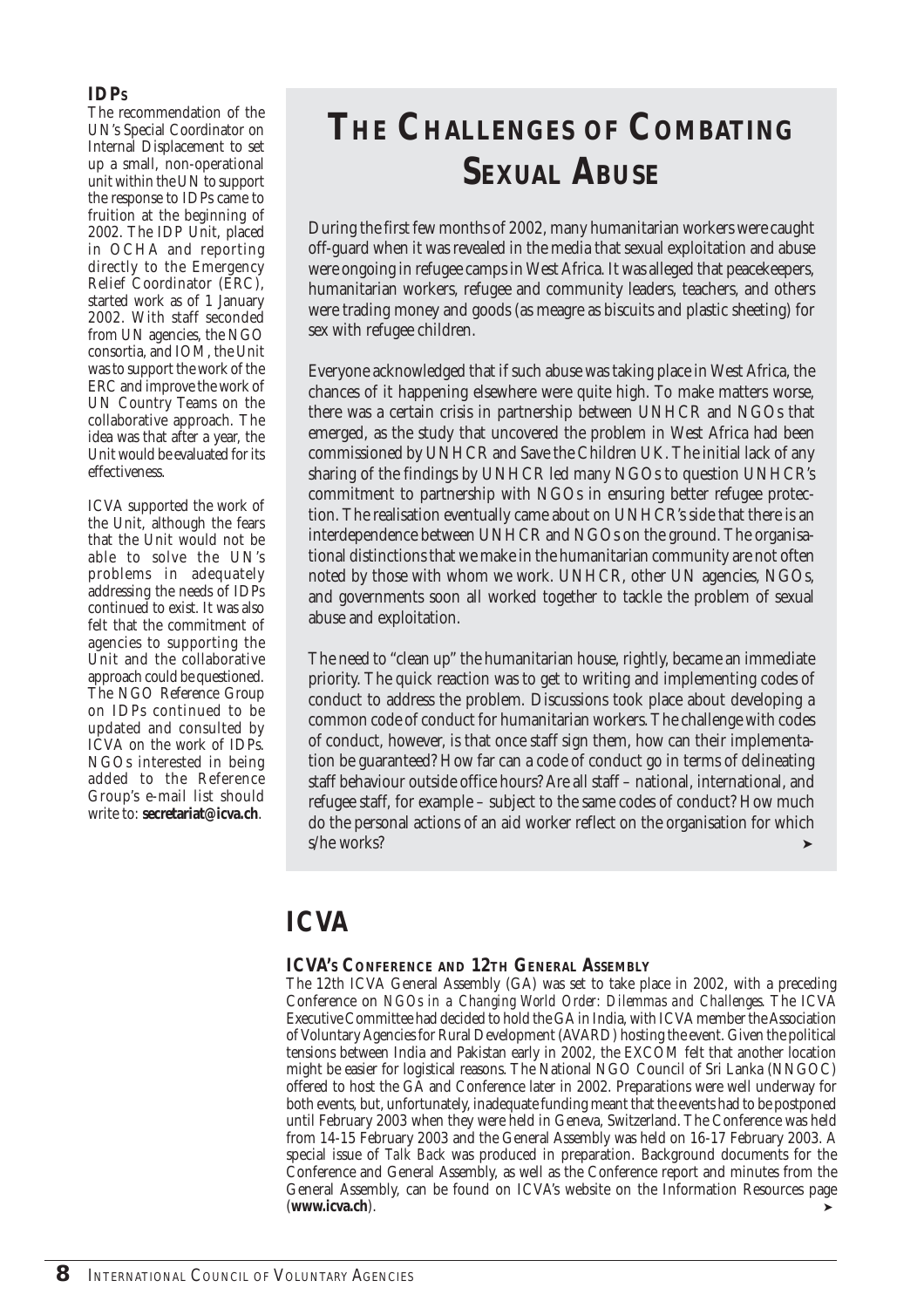### IDPs

The recommendation of the UN's Special Coordinator on Internal Displacement to set up a small, non-operational unit within the UN to support the response to IDPs came to fruition at the beginning of 2002. The IDP Unit, placed in OCHA and reporting directly to the Emergency Relief Coordinator (ERC), started work as of 1 January 2002. With staff seconded from UN agencies, the NGO consortia, and IOM, the Unit was to support the work of the ERC and improve the work of UN Country Teams on the collaborative approach. The idea was that after a year, the Unit would be evaluated for its effectiveness.

ICVA supported the work of the Unit, although the fears that the Unit would not be able to solve the UN's problems in adequately addressing the needs of IDPs continued to exist. It was also felt that the commitment of agencies to supporting the Unit and the collaborative approach could be questioned. The NGO Reference Group on IDPs continued to be updated and consulted by ICVA on the work of IDPs. NGOs interested in being added to the Reference Group's e-mail list should write to: **secretariat@icva.ch**.

# The Challenges of Combating Sexual Abuse

During the first few months of 2002, many humanitarian workers were caught off-guard when it was revealed in the media that sexual exploitation and abuse were ongoing in refugee camps in West Africa. It was alleged that peacekeepers, humanitarian workers, refugee and community leaders, teachers, and others were trading money and goods (as meagre as biscuits and plastic sheeting) for sex with refugee children.

Everyone acknowledged that if such abuse was taking place in West Africa, the chances of it happening elsewhere were quite high. To make matters worse, there was a certain crisis in partnership between UNHCR and NGOs that emerged, as the study that uncovered the problem in West Africa had been commissioned by UNHCR and Save the Children UK. The initial lack of any sharing of the findings by UNHCR led many NGOs to question UNHCR's commitment to partnership with NGOs in ensuring better refugee protection. The realisation eventually came about on UNHCR's side that there is an interdependence between UNHCR and NGOs on the ground. The organisational distinctions that we make in the humanitarian community are not often noted by those with whom we work. UNHCR, other UN agencies, NGOs, and governments soon all worked together to tackle the problem of sexual abuse and exploitation.

The need to "clean up" the humanitarian house, rightly, became an immediate priority. The quick reaction was to get to writing and implementing codes of conduct to address the problem. Discussions took place about developing a common code of conduct for humanitarian workers. The challenge with codes of conduct, however, is that once staff sign them, how can their implementation be guaranteed? How far can a code of conduct go in terms of delineating staff behaviour outside office hours? Are all staff – national, international, and refugee staff, for example – subject to the same codes of conduct? How much do the personal actions of an aid worker reflect on the organisation for which s/he works? ➤

## ICVA

### ICVA's Conference and 12th General Assembly

The 12th ICVA General Assembly (GA) was set to take place in 2002, with a preceding Conference on *NGOs in a Changing World Order: Dilemmas and Challenges*. The ICVA Executive Committee had decided to hold the GA in India, with ICVA member the Association of Voluntary Agencies for Rural Development (AVARD) hosting the event. Given the political tensions between India and Pakistan early in 2002, the EXCOM felt that another location might be easier for logistical reasons. The National NGO Council of Sri Lanka (NNGOC) offered to host the GA and Conference later in 2002. Preparations were well underway for both events, but, unfortunately, inadequate funding meant that the events had to be postponed until February 2003 when they were held in Geneva, Switzerland. The Conference was held from 14-15 February 2003 and the General Assembly was held on 16-17 February 2003. A special issue of *Talk Back* was produced in preparation. Background documents for the Conference and General Assembly, as well as the Conference report and minutes from the General Assembly, can be found on ICVA's website on the Information Resources page (**www.icva.ch**). ➤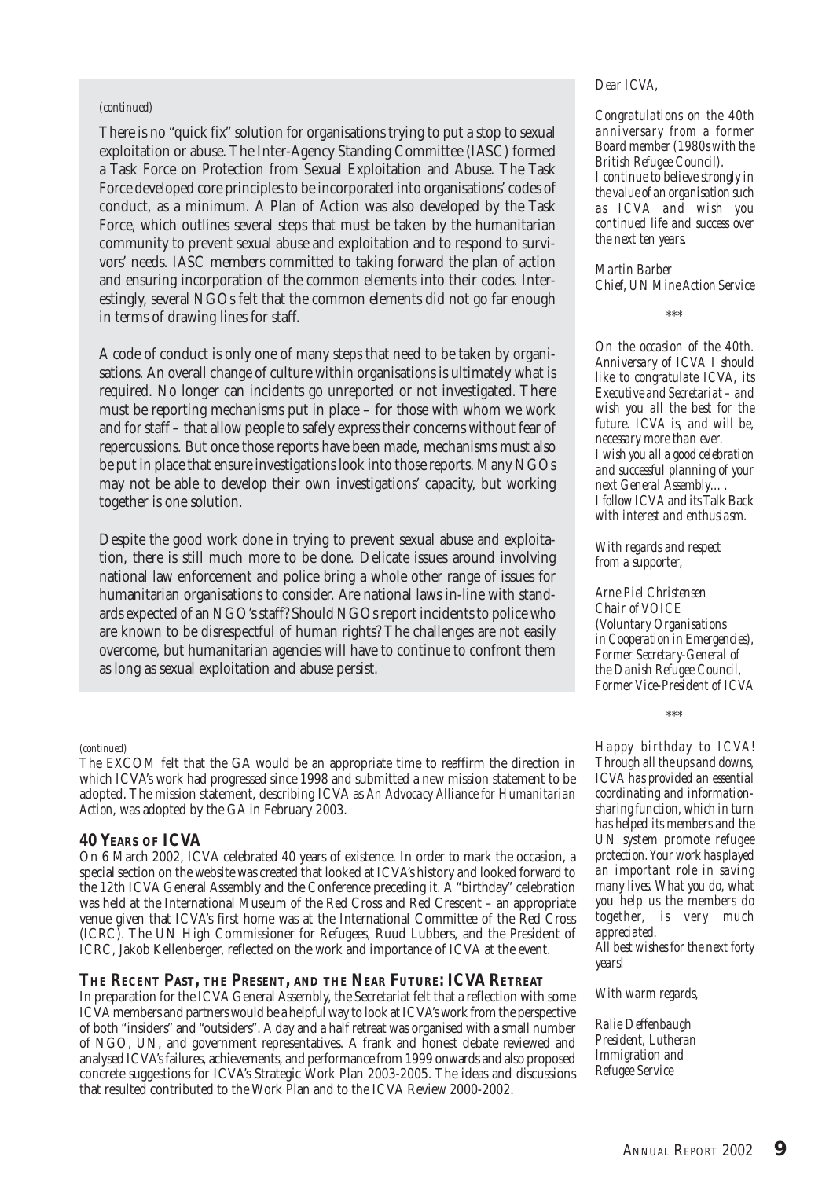*(continued)*

There is no "quick fix" solution for organisations trying to put a stop to sexual exploitation or abuse. The Inter-Agency Standing Committee (IASC) formed a Task Force on Protection from Sexual Exploitation and Abuse. The Task Force developed core principles to be incorporated into organisations' codes of conduct, as a minimum. A Plan of Action was also developed by the Task Force, which outlines several steps that must be taken by the humanitarian community to prevent sexual abuse and exploitation and to respond to survivors' needs. IASC members committed to taking forward the plan of action and ensuring incorporation of the common elements into their codes. Interestingly, several NGOs felt that the common elements did not go far enough in terms of drawing lines for staff.

A code of conduct is only one of many steps that need to be taken by organisations. An overall change of culture within organisations is ultimately what is required. No longer can incidents go unreported or not investigated. There must be reporting mechanisms put in place – for those with whom we work and for staff – that allow people to safely express their concerns without fear of repercussions. But once those reports have been made, mechanisms must also be put in place that ensure investigations look into those reports. Many NGOs may not be able to develop their own investigations' capacity, but working together is one solution.

Despite the good work done in trying to prevent sexual abuse and exploitation, there is still much more to be done. Delicate issues around involving national law enforcement and police bring a whole other range of issues for humanitarian organisations to consider. Are national laws in-line with standards expected of an NGO's staff? Should NGOs report incidents to police who are known to be disrespectful of human rights? The challenges are not easily overcome, but humanitarian agencies will have to continue to confront them as long as sexual exploitation and abuse persist.

*(continued)*

The EXCOM felt that the GA would be an appropriate time to reaffirm the direction in which ICVA's work had progressed since 1998 and submitted a new mission statement to be adopted. The mission statement, describing ICVA as *An Advocacy Alliance for Humanitarian Action*, was adopted by the GA in February 2003.

## 40 Years of ICVA

On 6 March 2002, ICVA celebrated 40 years of existence. In order to mark the occasion, a special section on the website was created that looked at ICVA's history and looked forward to the 12th ICVA General Assembly and the Conference preceding it. A "birthday" celebration was held at the International Museum of the Red Cross and Red Crescent – an appropriate venue given that ICVA's first home was at the International Committee of the Red Cross (ICRC). The UN High Commissioner for Refugees, Ruud Lubbers, and the President of ICRC, Jakob Kellenberger, reflected on the work and importance of ICVA at the event.

## The Recent Past, the Present, and the Near Future: ICVA Retreat

In preparation for the ICVA General Assembly, the Secretariat felt that a reflection with some ICVA members and partners would be a helpful way to look at ICVA's work from the perspective of both "insiders" and "outsiders". A day and a half retreat was organised with a small number of NGO, UN, and government representatives. A frank and honest debate reviewed and analysed ICVA's failures, achievements, and performance from 1999 onwards and also proposed concrete suggestions for ICVA's Strategic Work Plan 2003-2005. The ideas and discussions that resulted contributed to the Work Plan and to the ICVA Review 2000-2002.

*Dear ICVA,*

*Congratulations on the 40th anniversary from a former Board member (1980s with the British Refugee Council).*
*I continue to believe strongly in the value of an organisation such as ICVA and wish you continued life and success over the next ten years.*

*Martin Barber*
*Chief, UN Mine Action Service*

\*\*\*

*On the occasion of the 40th. Anniversary of ICVA I should like to congratulate ICVA, its Executive and Secretariat – and wish you all the best for the future. ICVA is, and will be, necessary more than ever.*
*I wish you all a good celebration and successful planning of your next General Assembly….*
*I follow ICVA and its* Talk Back *with interest and enthusiasm.*

*With regards and respect from a supporter,*

*Arne Piel Christensen*
*Chair of VOICE (Voluntary Organisations in Cooperation in Emergencies),*
*Former Secretary-General of the Danish Refugee Council,*
*Former Vice-President of ICVA*

\*\*\*

*Happy birthday to ICVA! Through all the ups and downs, ICVA has provided an essential coordinating and information-sharing function, which in turn has helped its members and the UN system promote refugee protection. Your work has played an important role in saving many lives. What you do, what you help us the members do together, is very much appreciated.*
*All best wishes for the next forty years!*

*With warm regards,*

*Ralie Deffenbaugh*
*President, Lutheran Immigration and Refugee Service*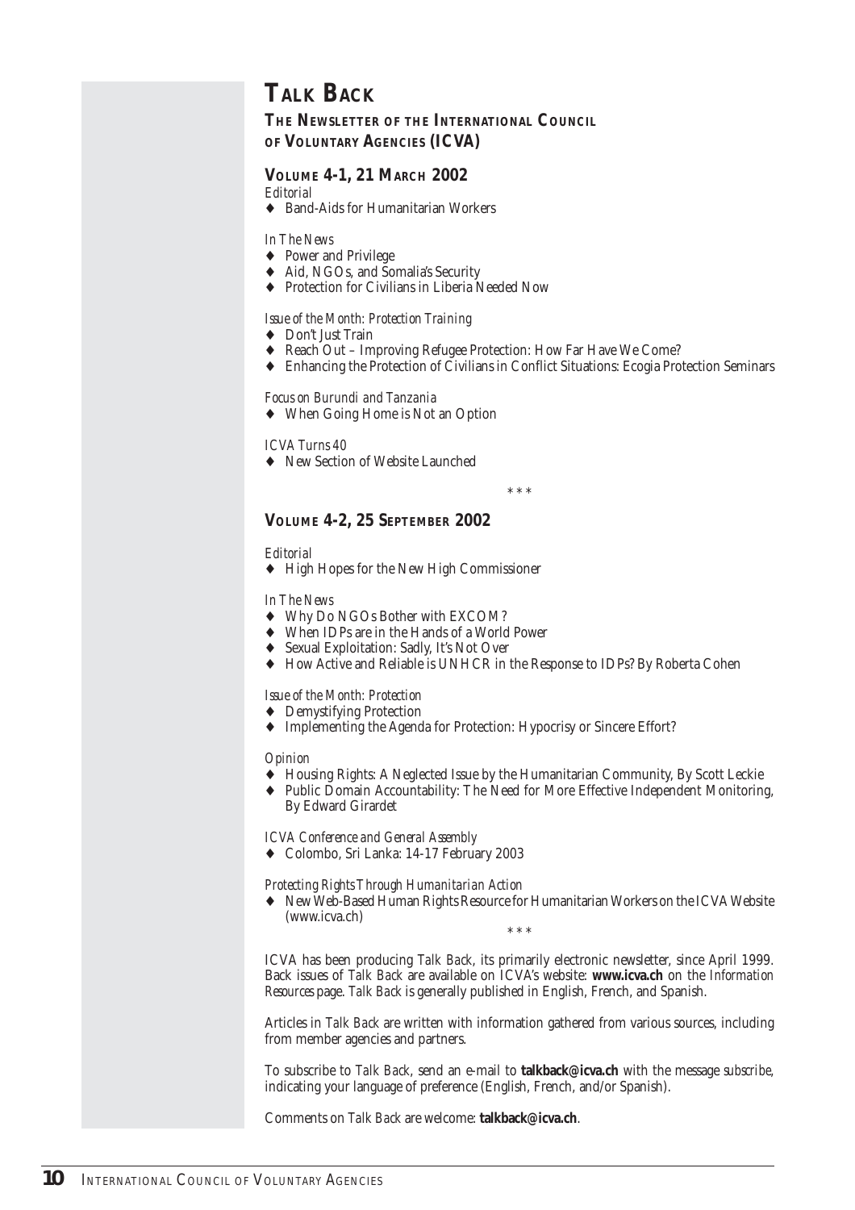# Talk Back

## The Newsletter of the International Council of Voluntary Agencies (ICVA)

### Volume 4-1, 21 March 2002

*Editorial*

- Band-Aids for Humanitarian Workers

*In The News*

- Power and Privilege
- Aid, NGOs, and Somalia's Security
- Protection for Civilians in Liberia Needed Now

*Issue of the Month: Protection Training*

- Don't Just Train
- Reach Out – Improving Refugee Protection: How Far Have We Come?
- Enhancing the Protection of Civilians in Conflict Situations: Ecogia Protection Seminars

*Focus on Burundi and Tanzania*

- When Going Home is Not an Option

*ICVA Turns 40*

- New Section of Website Launched

\* \* \*

### Volume 4-2, 25 September 2002

*Editorial*

- High Hopes for the New High Commissioner

*In The News*

- Why Do NGOs Bother with EXCOM?
- When IDPs are in the Hands of a World Power
- Sexual Exploitation: Sadly, It's Not Over
- How Active and Reliable is UNHCR in the Response to IDPs? By Roberta Cohen

*Issue of the Month: Protection*

- Demystifying Protection
- Implementing the Agenda for Protection: Hypocrisy or Sincere Effort?

*Opinion*

- Housing Rights: A Neglected Issue by the Humanitarian Community, By Scott Leckie
- Public Domain Accountability: The Need for More Effective Independent Monitoring, By Edward Girardet

*ICVA Conference and General Assembly*

- Colombo, Sri Lanka: 14-17 February 2003

*Protecting Rights Through Humanitarian Action*

- New Web-Based Human Rights Resource for Humanitarian Workers on the ICVA Website (www.icva.ch)

\* \* \*

ICVA has been producing *Talk Back*, its primarily electronic newsletter, since April 1999. Back issues of *Talk Back* are available on ICVA's website: **www.icva.ch** on the *Information Resources* page. *Talk Back* is generally published in English, French, and Spanish.

Articles in *Talk Back* are written with information gathered from various sources, including from member agencies and partners.

To subscribe to *Talk Back*, send an e-mail to **talkback@icva.ch** with the message *subscribe*, indicating your language of preference (English, French, and/or Spanish).

Comments on *Talk Back* are welcome: **talkback@icva.ch**.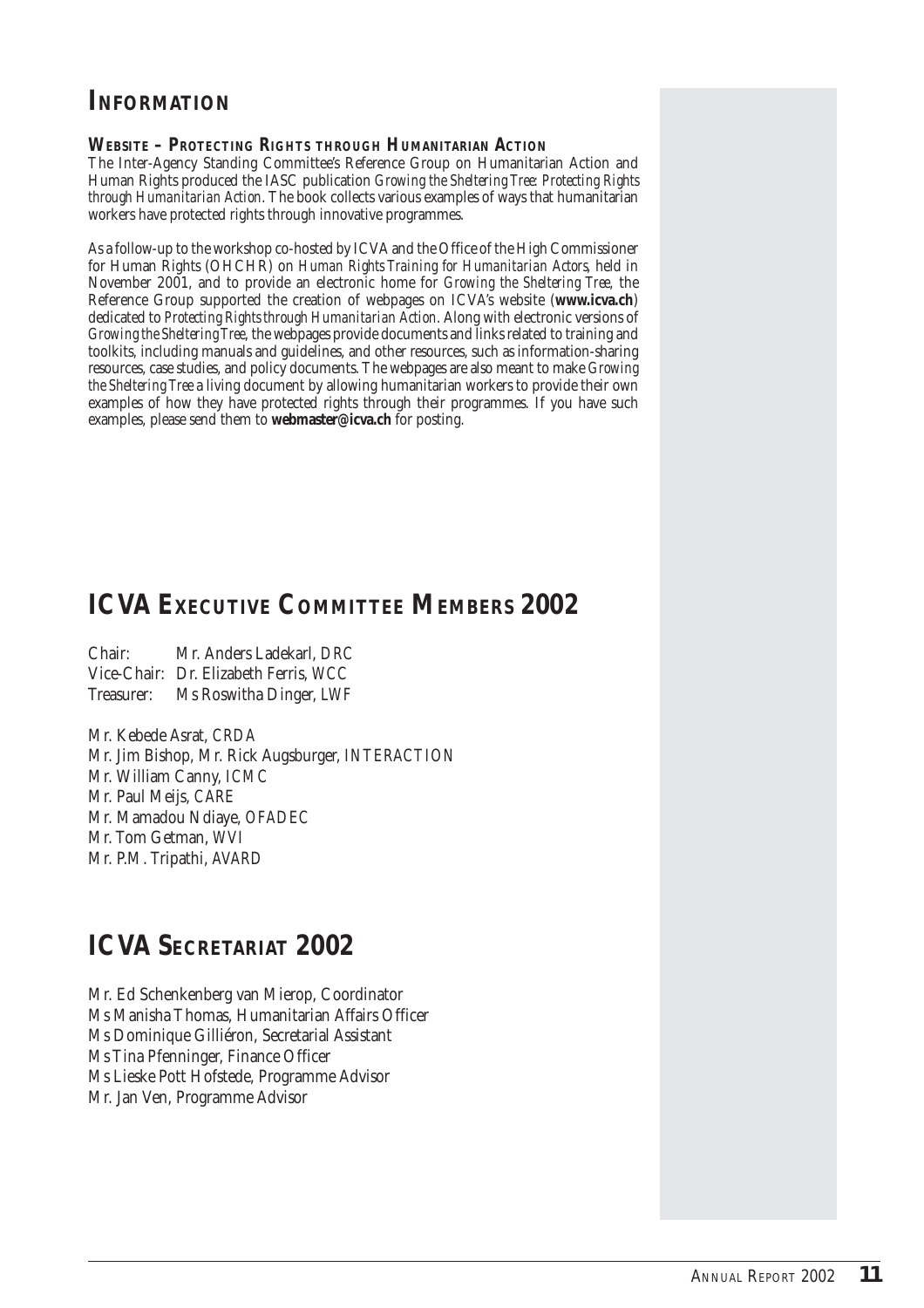## INFORMATION

### WEBSITE – PROTECTING RIGHTS THROUGH HUMANITARIAN ACTION

The Inter-Agency Standing Committee's Reference Group on Humanitarian Action and Human Rights produced the IASC publication *Growing the Sheltering Tree: Protecting Rights through Humanitarian Action*. The book collects various examples of ways that humanitarian workers have protected rights through innovative programmes.

As a follow-up to the workshop co-hosted by ICVA and the Office of the High Commissioner for Human Rights (OHCHR) on *Human Rights Training for Humanitarian Actors*, held in November 2001, and to provide an electronic home for *Growing the Sheltering Tree*, the Reference Group supported the creation of webpages on ICVA's website (**www.icva.ch**) dedicated to *Protecting Rights through Humanitarian Action*. Along with electronic versions of *Growing the Sheltering Tree*, the webpages provide documents and links related to training and toolkits, including manuals and guidelines, and other resources, such as information-sharing resources, case studies, and policy documents. The webpages are also meant to make *Growing the Sheltering Tree* a living document by allowing humanitarian workers to provide their own examples of how they have protected rights through their programmes. If you have such examples, please send them to **webmaster@icva.ch** for posting.

## ICVA EXECUTIVE COMMITTEE MEMBERS 2002

Chair: Mr. Anders Ladekarl, *DRC*
Vice-Chair: Dr. Elizabeth Ferris, *WCC*
Treasurer: Ms Roswitha Dinger, *LWF*

Mr. Kebede Asrat, *CRDA*
Mr. Jim Bishop, Mr. Rick Augsburger, *INTERACTION*
Mr. William Canny, *ICMC*
Mr. Paul Meijs, *CARE*
Mr. Mamadou Ndiaye, *OFADEC*
Mr. Tom Getman, *WVI*
Mr. P.M. Tripathi, *AVARD*

## ICVA SECRETARIAT 2002

Mr. Ed Schenkenberg van Mierop, Coordinator
Ms Manisha Thomas, Humanitarian Affairs Officer
Ms Dominique Gilliéron, Secretarial Assistant
Ms Tina Pfenninger, Finance Officer
Ms Lieske Pott Hofstede, Programme Advisor
Mr. Jan Ven, Programme Advisor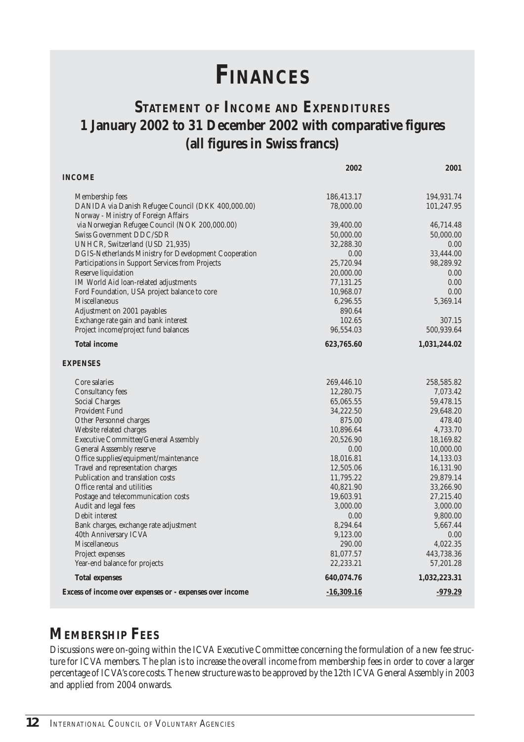# FINANCES

## STATEMENT OF INCOME AND EXPENDITURES
## 1 January 2002 to 31 December 2002 with comparative figures
## (all figures in Swiss francs)

| | 2002 | 2001 |
|---|---|---|
| **INCOME** | | |
| Membership fees | 186,413.17 | 194,931.74 |
| DANIDA via Danish Refugee Council (DKK 400,000.00) | 78,000.00 | 101,247.95 |
| Norway - Ministry of Foreign Affairs via Norwegian Refugee Council (NOK 200,000.00) | 39,400.00 | 46,714.48 |
| Swiss Government DDC/SDR | 50,000.00 | 50,000.00 |
| UNHCR, Switzerland (USD 21,935) | 32,288.30 | 0.00 |
| DGIS-Netherlands Ministry for Development Cooperation | 0.00 | 33,444.00 |
| Participations in Support Services from Projects | 25,720.94 | 98,289.92 |
| Reserve liquidation | 20,000.00 | 0.00 |
| IM World Aid loan-related adjustments | 77,131.25 | 0.00 |
| Ford Foundation, USA project balance to core | 10,968.07 | 0.00 |
| Miscellaneous | 6,296.55 | 5,369.14 |
| Adjustment on 2001 payables | 890.64 | |
| Exchange rate gain and bank interest | 102.65 | 307.15 |
| Project income/project fund balances | 96,554.03 | 500,939.64 |
| **Total income** | **623,765.60** | **1,031,244.02** |
| **EXPENSES** | | |
| Core salaries | 269,446.10 | 258,585.82 |
| Consultancy fees | 12,280.75 | 7,073.42 |
| Social Charges | 65,065.55 | 59,478.15 |
| Provident Fund | 34,222.50 | 29,648.20 |
| Other Personnel charges | 875.00 | 478.40 |
| Website related charges | 10,896.64 | 4,733.70 |
| Executive Committee/General Assembly | 20,526.90 | 18,169.82 |
| General Asssembly reserve | 0.00 | 10,000.00 |
| Office supplies/equipment/maintenance | 18,016.81 | 14,133.03 |
| Travel and representation charges | 12,505.06 | 16,131.90 |
| Publication and translation costs | 11,795.22 | 29,879.14 |
| Office rental and utilities | 40,821.90 | 33,266.90 |
| Postage and telecommunication costs | 19,603.91 | 27,215.40 |
| Audit and legal fees | 3,000.00 | 3,000.00 |
| Debit interest | 0.00 | 9,800.00 |
| Bank charges, exchange rate adjustment | 8,294.64 | 5,667.44 |
| 40th Anniversary ICVA | 9,123.00 | 0.00 |
| Miscellaneous | 290.00 | 4,022.35 |
| Project expenses | 81,077.57 | 443,738.36 |
| Year-end balance for projects | 22,233.21 | 57,201.28 |
| **Total expenses** | **640,074.76** | **1,032,223.31** |
| **Excess of income over expenses or - expenses over income** | **-16,309.16** | **-979.29** |

## MEMBERSHIP FEES

Discussions were on-going within the ICVA Executive Committee concerning the formulation of a new fee structure for ICVA members. The plan is to increase the overall income from membership fees in order to cover a larger percentage of ICVA's core costs. The new structure was to be approved by the 12th ICVA General Assembly in 2003 and applied from 2004 onwards.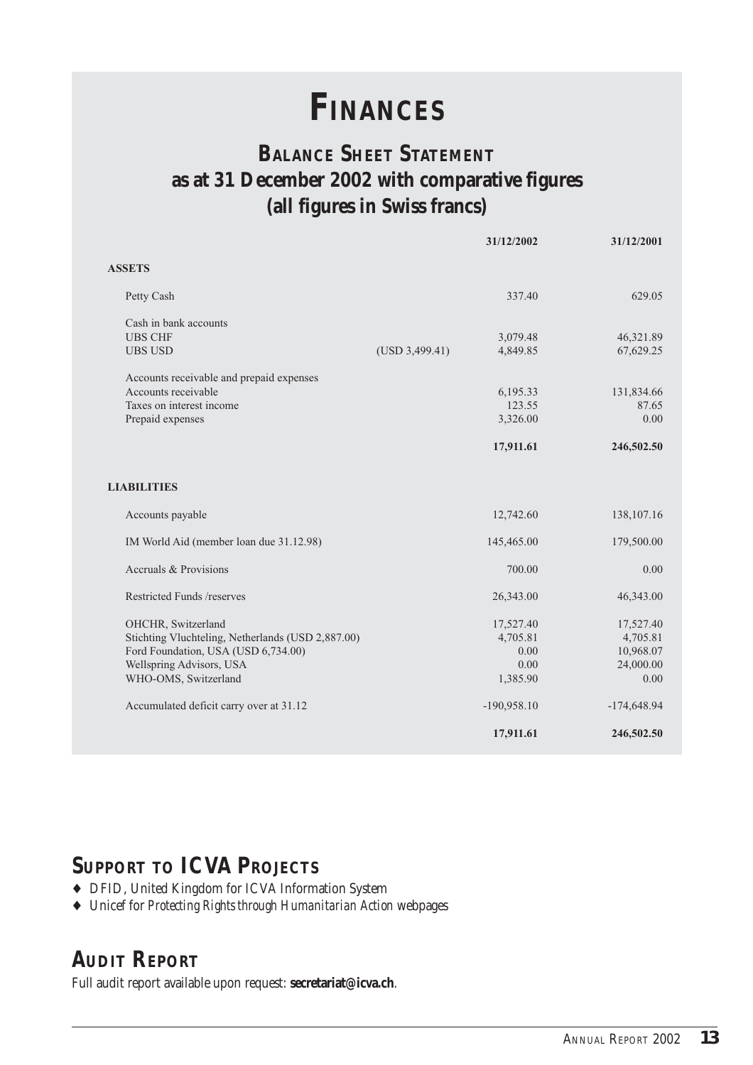# FINANCES

## BALANCE SHEET STATEMENT
## as at 31 December 2002 with comparative figures
## (all figures in Swiss francs)

| | | 31/12/2002 | 31/12/2001 |
|---|---|---|---|
| **ASSETS** | | | |
| Petty Cash | | 337.40 | 629.05 |
| Cash in bank accounts | | | |
| UBS CHF | | 3,079.48 | 46,321.89 |
| UBS USD | (USD 3,499.41) | 4,849.85 | 67,629.25 |
| Accounts receivable and prepaid expenses | | | |
| Accounts receivable | | 6,195.33 | 131,834.66 |
| Taxes on interest income | | 123.55 | 87.65 |
| Prepaid expenses | | 3,326.00 | 0.00 |
| | | **17,911.61** | **246,502.50** |
| **LIABILITIES** | | | |
| Accounts payable | | 12,742.60 | 138,107.16 |
| IM World Aid (member loan due 31.12.98) | | 145,465.00 | 179,500.00 |
| Accruals & Provisions | | 700.00 | 0.00 |
| Restricted Funds /reserves | | 26,343.00 | 46,343.00 |
| OHCHR, Switzerland | | 17,527.40 | 17,527.40 |
| Stichting Vluchteling, Netherlands (USD 2,887.00) | | 4,705.81 | 4,705.81 |
| Ford Foundation, USA (USD 6,734.00) | | 0.00 | 10,968.07 |
| Wellspring Advisors, USA | | 0.00 | 24,000.00 |
| WHO-OMS, Switzerland | | 1,385.90 | 0.00 |
| Accumulated deficit carry over at 31.12 | | -190,958.10 | -174,648.94 |
| | | **17,911.61** | **246,502.50** |

## SUPPORT TO ICVA PROJECTS

- *DFID, United Kingdom for ICVA Information System*
- *Unicef for Protecting Rights through Humanitarian Action webpages*

## AUDIT REPORT

Full audit report available upon request: **secretariat@icva.ch**.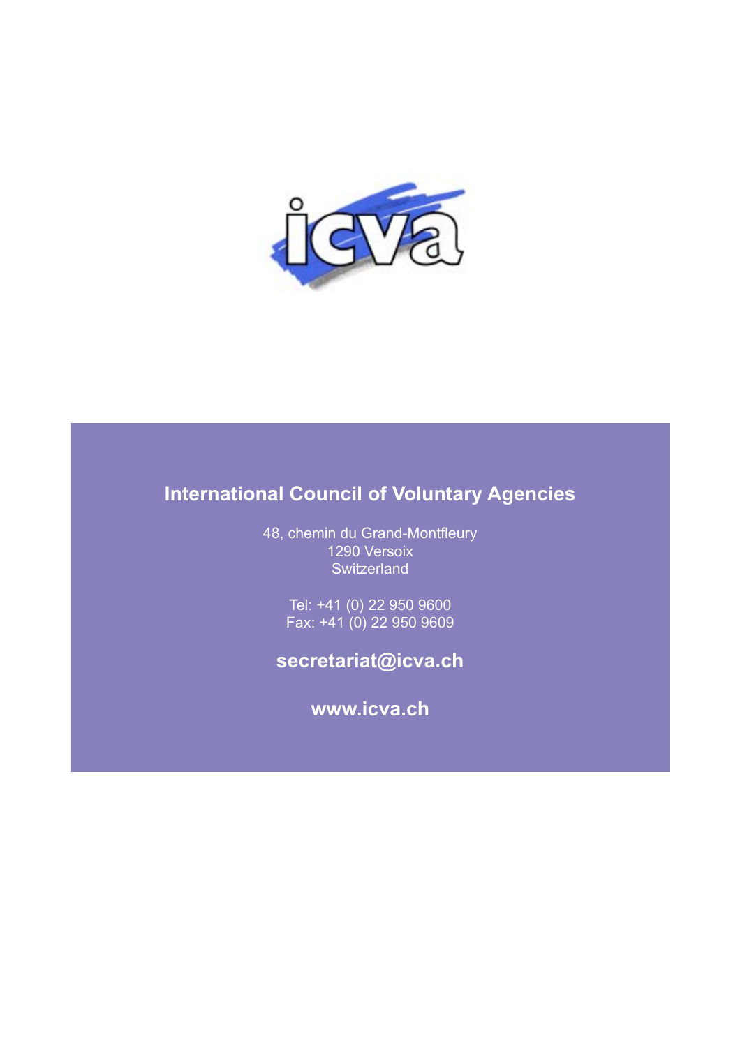**International Council of Voluntary Agencies**

48, chemin du Grand-Montfleury
1290 Versoix
Switzerland

Tel: +41 (0) 22 950 9600
Fax: +41 (0) 22 950 9609

**secretariat@icva.ch**

**www.icva.ch**